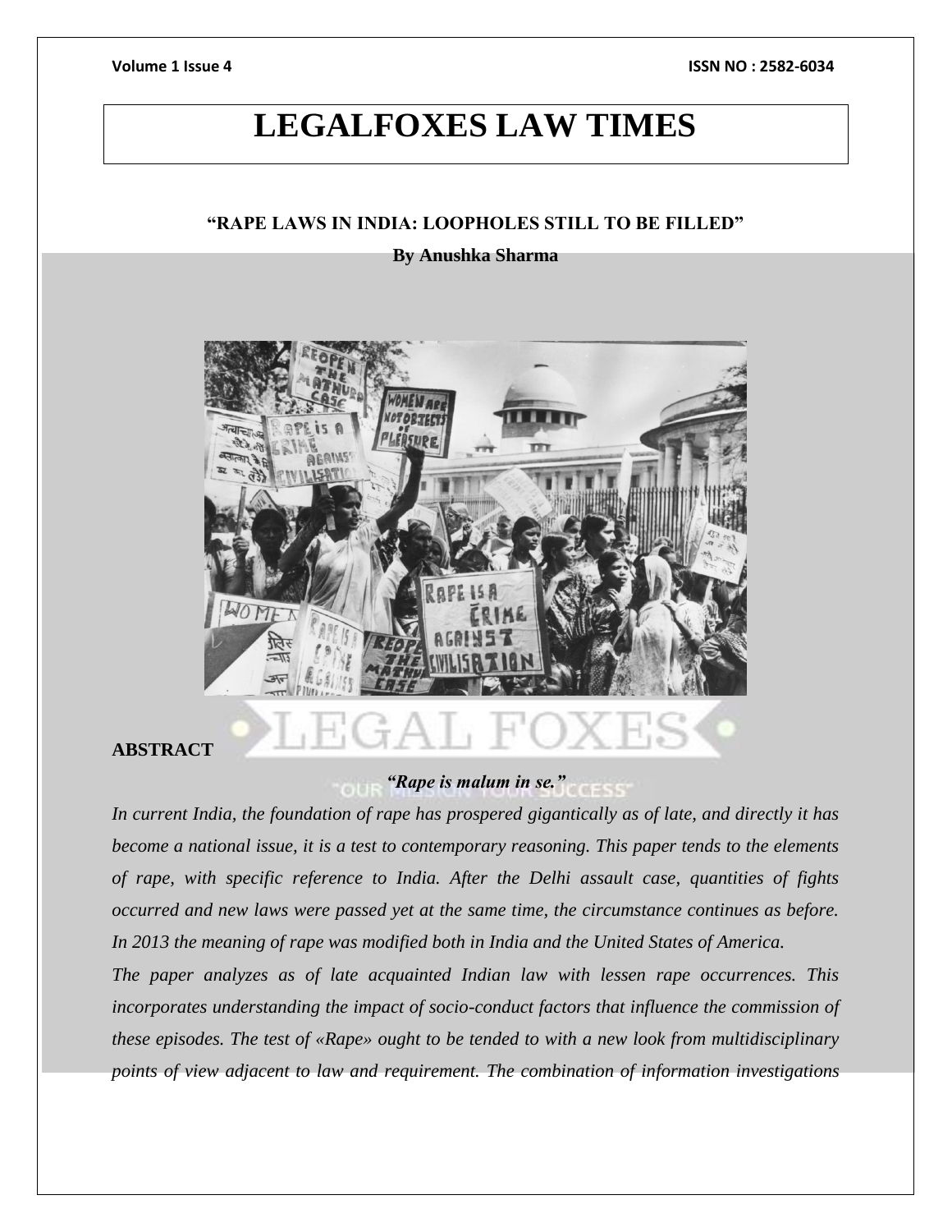# LEGALFOXES LAW TIMES

### "RAPE LAWS IN INDIA: LOOPHOLES STILL TO BE FILLED"

**By Anushka Sharma**

## ABSTRACT

***"Rape is malum in se."***

*In current India, the foundation of rape has prospered gigantically as of late, and directly it has become a national issue, it is a test to contemporary reasoning. This paper tends to the elements of rape, with specific reference to India. After the Delhi assault case, quantities of fights occurred and new laws were passed yet at the same time, the circumstance continues as before. In 2013 the meaning of rape was modified both in India and the United States of America.*

*The paper analyzes as of late acquainted Indian law with lessen rape occurrences. This incorporates understanding the impact of socio-conduct factors that influence the commission of these episodes. The test of «Rape» ought to be tended to with a new look from multidisciplinary points of view adjacent to law and requirement. The combination of information investigations*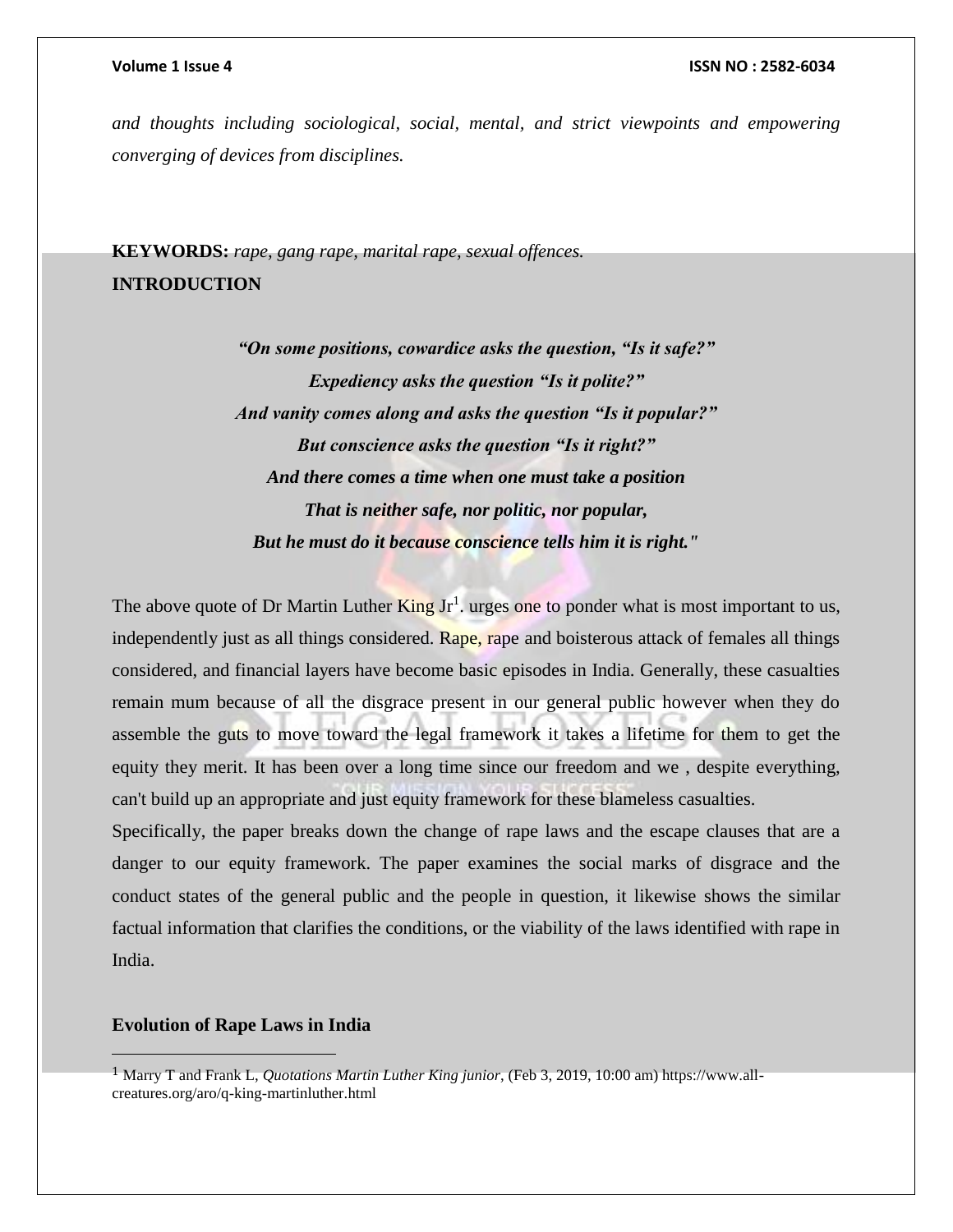*and thoughts including sociological, social, mental, and strict viewpoints and empowering converging of devices from disciplines.*

**KEYWORDS:** *rape, gang rape, marital rape, sexual offences.*

## INTRODUCTION

> ***"On some positions, cowardice asks the question, "Is it safe?"***
> ***Expediency asks the question "Is it polite?"***
> ***And vanity comes along and asks the question "Is it popular?"***
> ***But conscience asks the question "Is it right?"***
> ***And there comes a time when one must take a position***
> ***That is neither safe, nor politic, nor popular,***
> ***But he must do it because conscience tells him it is right."***

The above quote of Dr Martin Luther King Jr[1]. urges one to ponder what is most important to us, independently just as all things considered. Rape, rape and boisterous attack of females all things considered, and financial layers have become basic episodes in India. Generally, these casualties remain mum because of all the disgrace present in our general public however when they do assemble the guts to move toward the legal framework it takes a lifetime for them to get the equity they merit. It has been over a long time since our freedom and we , despite everything, can't build up an appropriate and just equity framework for these blameless casualties.

Specifically, the paper breaks down the change of rape laws and the escape clauses that are a danger to our equity framework. The paper examines the social marks of disgrace and the conduct states of the general public and the people in question, it likewise shows the similar factual information that clarifies the conditions, or the viability of the laws identified with rape in India.

### Evolution of Rape Laws in India

---

[1] Marry T and Frank L, *Quotations Martin Luther King junior*, (Feb 3, 2019, 10:00 am) https://www.all-creatures.org/aro/q-king-martinluther.html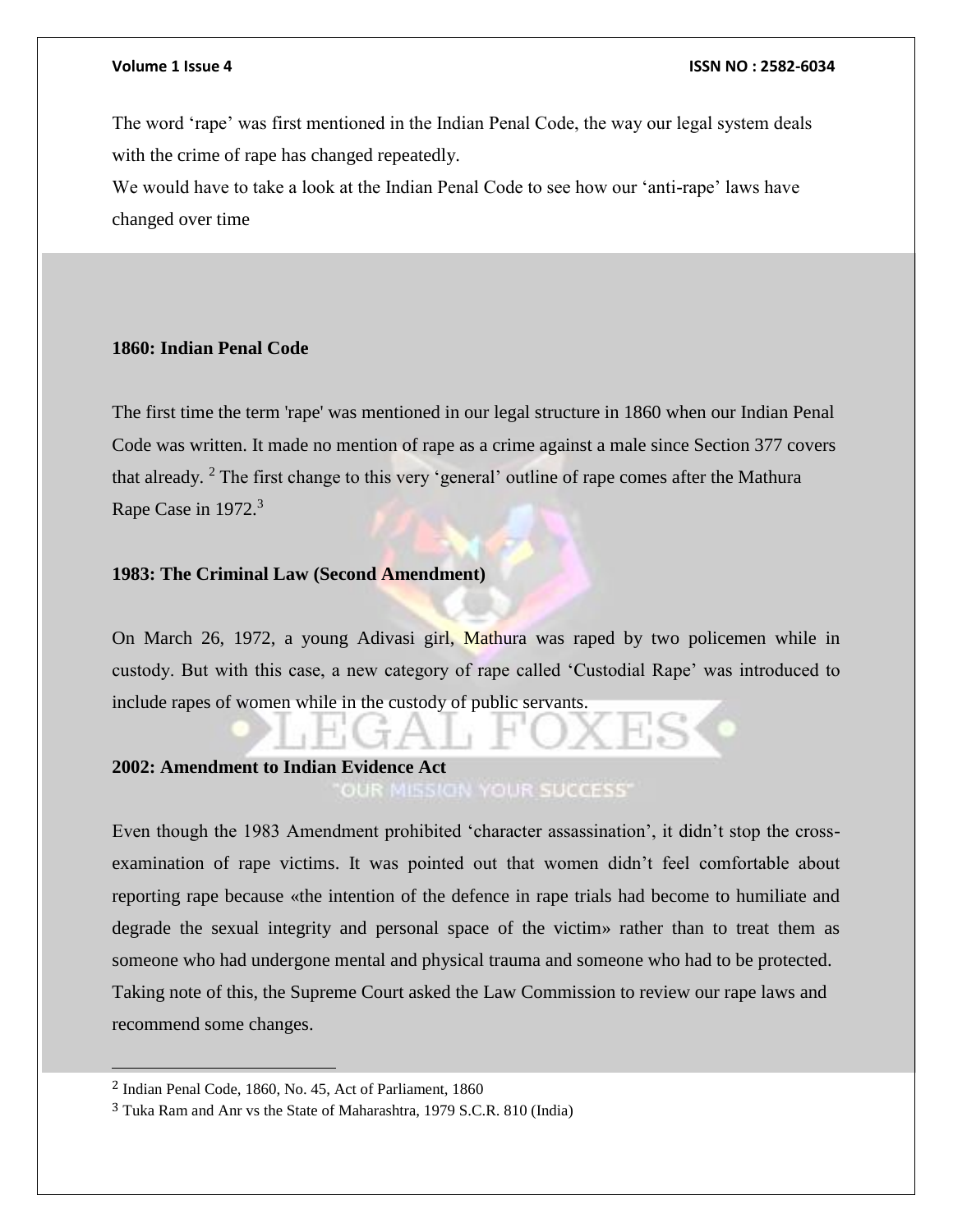The word 'rape' was first mentioned in the Indian Penal Code, the way our legal system deals with the crime of rape has changed repeatedly.

We would have to take a look at the Indian Penal Code to see how our 'anti-rape' laws have changed over time

**1860: Indian Penal Code**

The first time the term 'rape' was mentioned in our legal structure in 1860 when our Indian Penal Code was written. It made no mention of rape as a crime against a male since Section 377 covers that already. [2] The first change to this very 'general' outline of rape comes after the Mathura Rape Case in 1972.[3]

**1983: The Criminal Law (Second Amendment)**

On March 26, 1972, a young Adivasi girl, Mathura was raped by two policemen while in custody. But with this case, a new category of rape called 'Custodial Rape' was introduced to include rapes of women while in the custody of public servants.

**2002: Amendment to Indian Evidence Act**

Even though the 1983 Amendment prohibited 'character assassination', it didn't stop the cross-examination of rape victims. It was pointed out that women didn't feel comfortable about reporting rape because «the intention of the defence in rape trials had become to humiliate and degrade the sexual integrity and personal space of the victim» rather than to treat them as someone who had undergone mental and physical trauma and someone who had to be protected.

Taking note of this, the Supreme Court asked the Law Commission to review our rape laws and recommend some changes.

---

[2] Indian Penal Code, 1860, No. 45, Act of Parliament, 1860

[3] Tuka Ram and Anr vs the State of Maharashtra, 1979 S.C.R. 810 (India)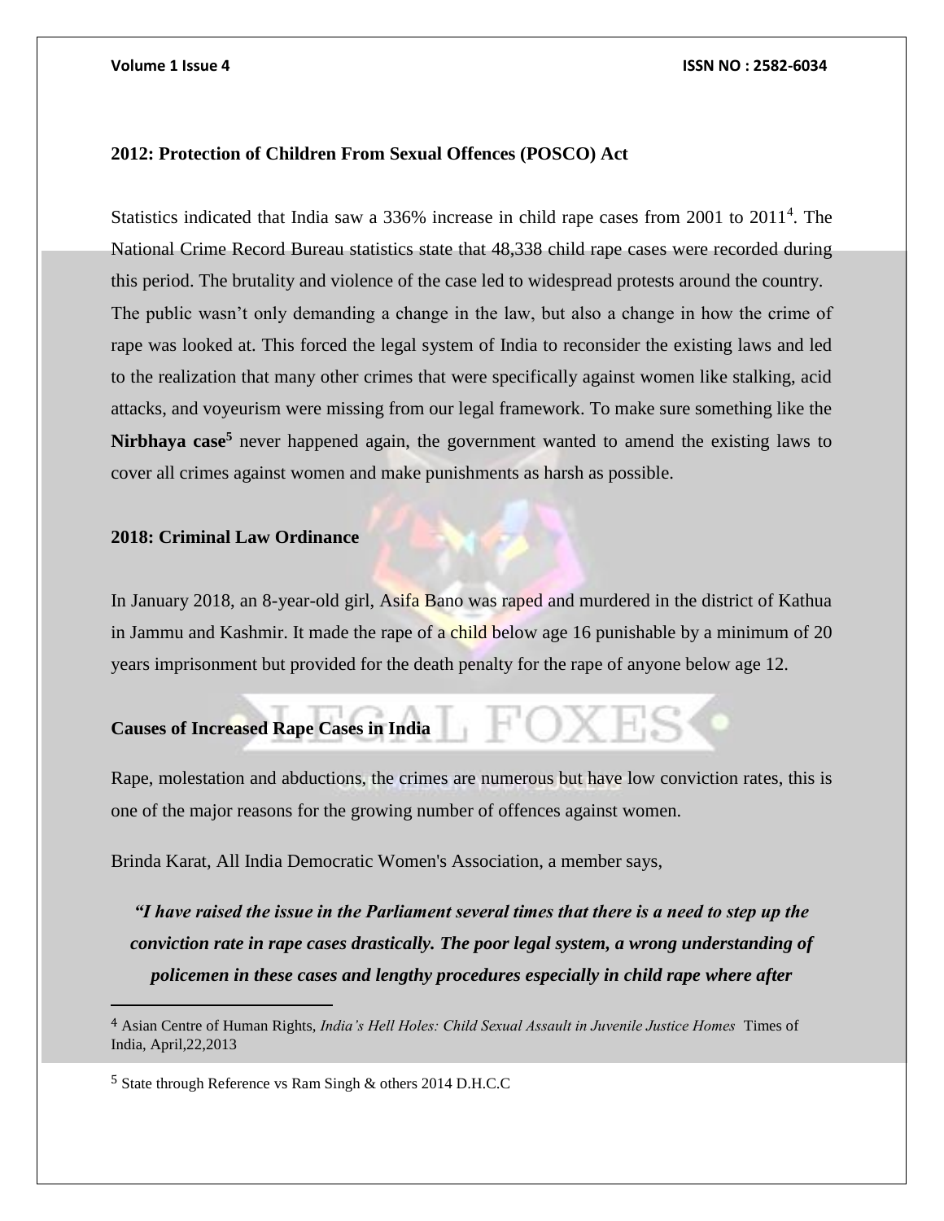### 2012: Protection of Children From Sexual Offences (POSCO) Act

Statistics indicated that India saw a 336% increase in child rape cases from 2001 to 2011[4]. The National Crime Record Bureau statistics state that 48,338 child rape cases were recorded during this period. The brutality and violence of the case led to widespread protests around the country. The public wasn't only demanding a change in the law, but also a change in how the crime of rape was looked at. This forced the legal system of India to reconsider the existing laws and led to the realization that many other crimes that were specifically against women like stalking, acid attacks, and voyeurism were missing from our legal framework. To make sure something like the **Nirbhaya case**[5] never happened again, the government wanted to amend the existing laws to cover all crimes against women and make punishments as harsh as possible.

### 2018: Criminal Law Ordinance

In January 2018, an 8-year-old girl, Asifa Bano was raped and murdered in the district of Kathua in Jammu and Kashmir. It made the rape of a child below age 16 punishable by a minimum of 20 years imprisonment but provided for the death penalty for the rape of anyone below age 12.

### Causes of Increased Rape Cases in India

Rape, molestation and abductions, the crimes are numerous but have low conviction rates, this is one of the major reasons for the growing number of offences against women.

Brinda Karat, All India Democratic Women's Association, a member says,

***"I have raised the issue in the Parliament several times that there is a need to step up the conviction rate in rape cases drastically. The poor legal system, a wrong understanding of policemen in these cases and lengthy procedures especially in child rape where after***

---

[4] Asian Centre of Human Rights, *India's Hell Holes: Child Sexual Assault in Juvenile Justice Homes* Times of India, April,22,2013

[5] State through Reference vs Ram Singh & others 2014 D.H.C.C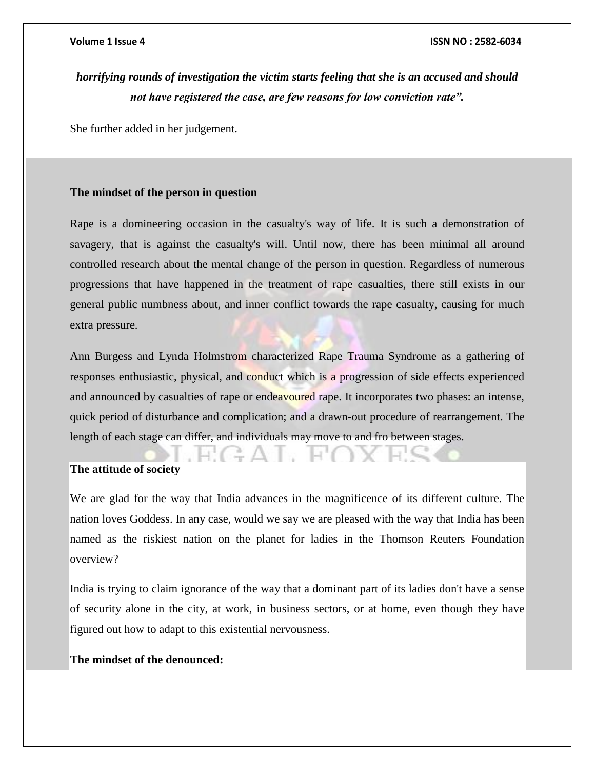***horrifying rounds of investigation the victim starts feeling that she is an accused and should not have registered the case, are few reasons for low conviction rate".***

She further added in her judgement.

**The mindset of the person in question**

Rape is a domineering occasion in the casualty's way of life. It is such a demonstration of savagery, that is against the casualty's will. Until now, there has been minimal all around controlled research about the mental change of the person in question. Regardless of numerous progressions that have happened in the treatment of rape casualties, there still exists in our general public numbness about, and inner conflict towards the rape casualty, causing for much extra pressure.

Ann Burgess and Lynda Holmstrom characterized Rape Trauma Syndrome as a gathering of responses enthusiastic, physical, and conduct which is a progression of side effects experienced and announced by casualties of rape or endeavoured rape. It incorporates two phases: an intense, quick period of disturbance and complication; and a drawn-out procedure of rearrangement. The length of each stage can differ, and individuals may move to and fro between stages.

**The attitude of society**

We are glad for the way that India advances in the magnificence of its different culture. The nation loves Goddess. In any case, would we say we are pleased with the way that India has been named as the riskiest nation on the planet for ladies in the Thomson Reuters Foundation overview?

India is trying to claim ignorance of the way that a dominant part of its ladies don't have a sense of security alone in the city, at work, in business sectors, or at home, even though they have figured out how to adapt to this existential nervousness.

**The mindset of the denounced:**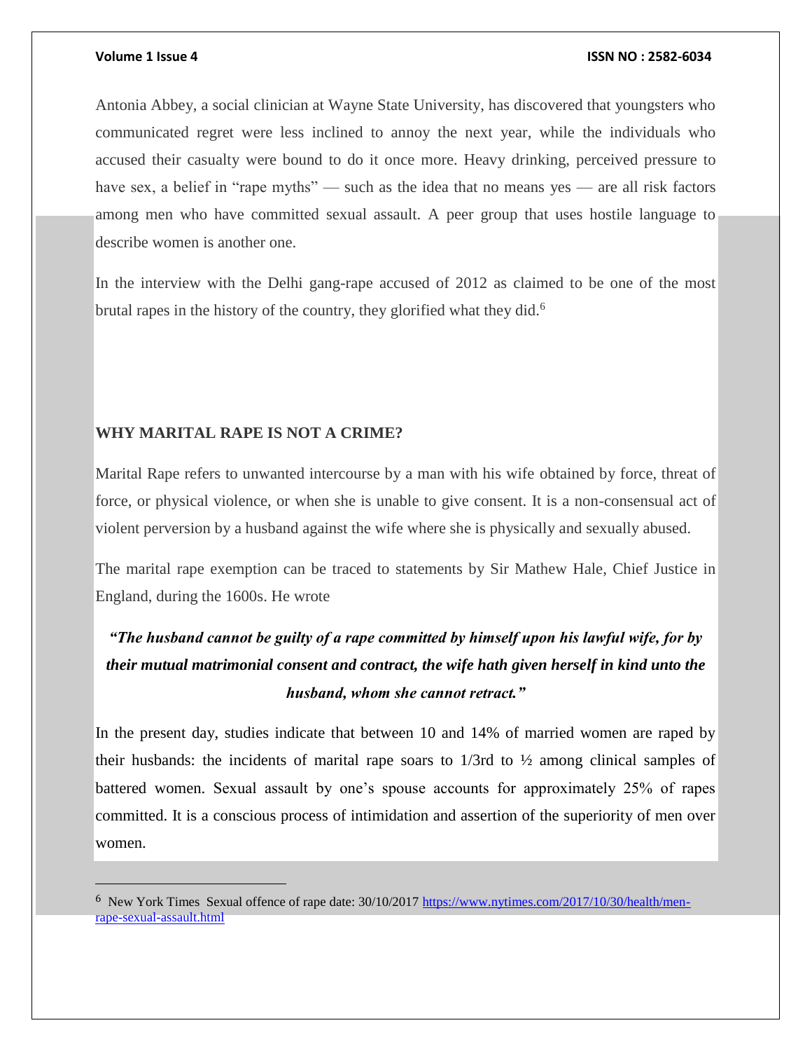Antonia Abbey, a social clinician at Wayne State University, has discovered that youngsters who communicated regret were less inclined to annoy the next year, while the individuals who accused their casualty were bound to do it once more. Heavy drinking, perceived pressure to have sex, a belief in "rape myths" — such as the idea that no means yes — are all risk factors among men who have committed sexual assault. A peer group that uses hostile language to describe women is another one.

In the interview with the Delhi gang-rape accused of 2012 as claimed to be one of the most brutal rapes in the history of the country, they glorified what they did.[6]

## WHY MARITAL RAPE IS NOT A CRIME?

Marital Rape refers to unwanted intercourse by a man with his wife obtained by force, threat of force, or physical violence, or when she is unable to give consent. It is a non-consensual act of violent perversion by a husband against the wife where she is physically and sexually abused.

The marital rape exemption can be traced to statements by Sir Mathew Hale, Chief Justice in England, during the 1600s. He wrote

> ***"The husband cannot be guilty of a rape committed by himself upon his lawful wife, for by their mutual matrimonial consent and contract, the wife hath given herself in kind unto the husband, whom she cannot retract."***

In the present day, studies indicate that between 10 and 14% of married women are raped by their husbands: the incidents of marital rape soars to 1/3rd to ½ among clinical samples of battered women. Sexual assault by one's spouse accounts for approximately 25% of rapes committed. It is a conscious process of intimidation and assertion of the superiority of men over women.

---

[6] New York Times Sexual offence of rape date: 30/10/2017 https://www.nytimes.com/2017/10/30/health/men-rape-sexual-assault.html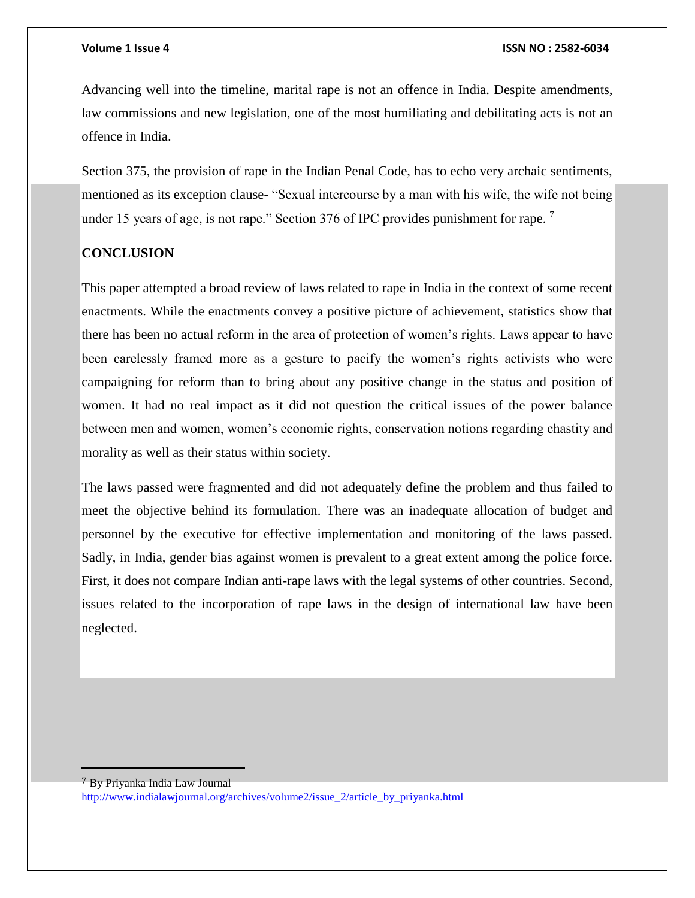Advancing well into the timeline, marital rape is not an offence in India. Despite amendments, law commissions and new legislation, one of the most humiliating and debilitating acts is not an offence in India.

Section 375, the provision of rape in the Indian Penal Code, has to echo very archaic sentiments, mentioned as its exception clause- "Sexual intercourse by a man with his wife, the wife not being under 15 years of age, is not rape." Section 376 of IPC provides punishment for rape. [7]

## CONCLUSION

This paper attempted a broad review of laws related to rape in India in the context of some recent enactments. While the enactments convey a positive picture of achievement, statistics show that there has been no actual reform in the area of protection of women's rights. Laws appear to have been carelessly framed more as a gesture to pacify the women's rights activists who were campaigning for reform than to bring about any positive change in the status and position of women. It had no real impact as it did not question the critical issues of the power balance between men and women, women's economic rights, conservation notions regarding chastity and morality as well as their status within society.

The laws passed were fragmented and did not adequately define the problem and thus failed to meet the objective behind its formulation. There was an inadequate allocation of budget and personnel by the executive for effective implementation and monitoring of the laws passed. Sadly, in India, gender bias against women is prevalent to a great extent among the police force. First, it does not compare Indian anti-rape laws with the legal systems of other countries. Second, issues related to the incorporation of rape laws in the design of international law have been neglected.

---

[7] By Priyanka India Law Journal http://www.indialawjournal.org/archives/volume2/issue_2/article_by_priyanka.html